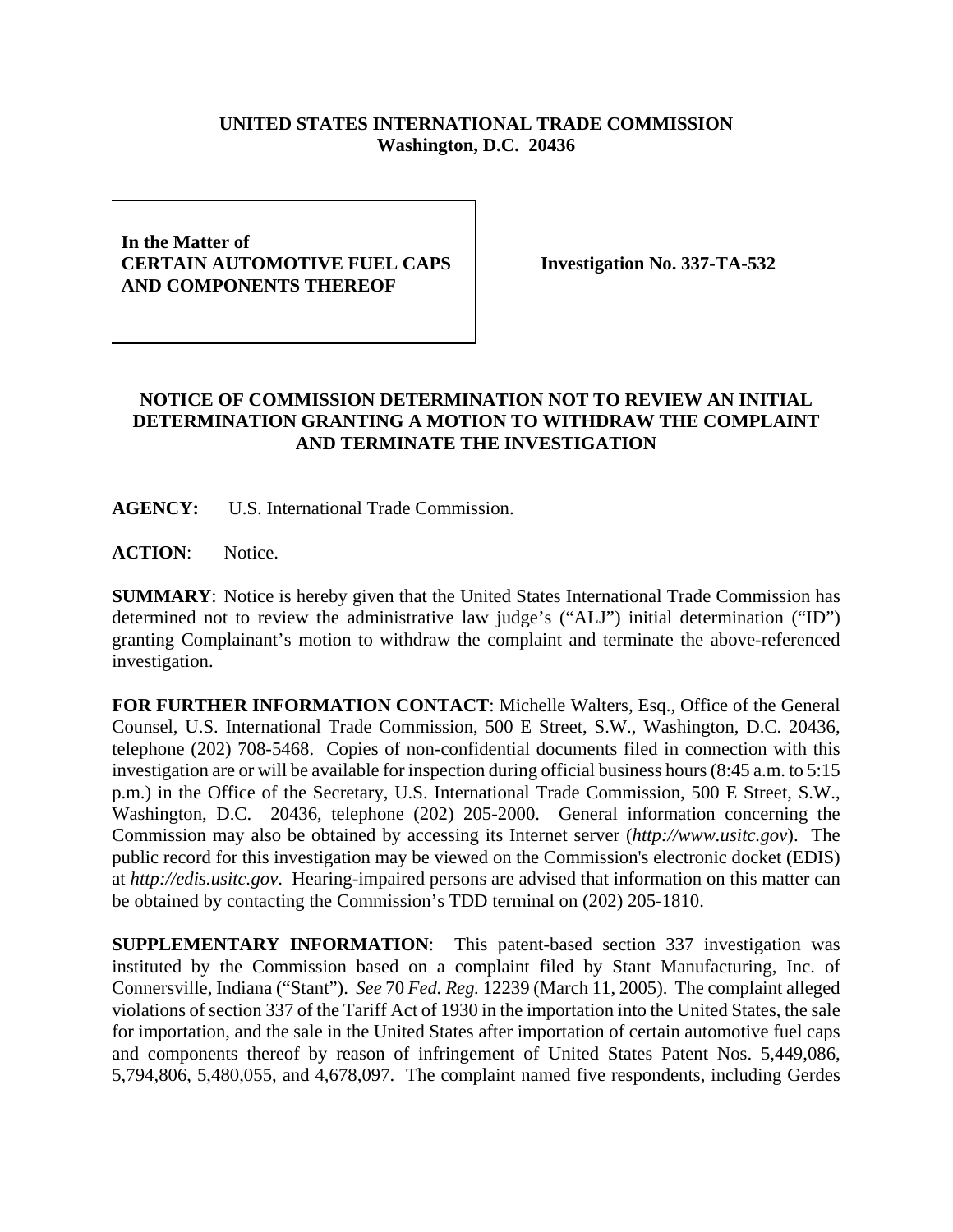**UNITED STATES INTERNATIONAL TRADE COMMISSION**
**Washington, D.C. 20436**

**In the Matter of**
**CERTAIN AUTOMOTIVE FUEL CAPS AND COMPONENTS THEREOF**

**Investigation No. 337-TA-532**

## NOTICE OF COMMISSION DETERMINATION NOT TO REVIEW AN INITIAL DETERMINATION GRANTING A MOTION TO WITHDRAW THE COMPLAINT AND TERMINATE THE INVESTIGATION

**AGENCY:** U.S. International Trade Commission.

**ACTION**: Notice.

**SUMMARY**: Notice is hereby given that the United States International Trade Commission has determined not to review the administrative law judge's ("ALJ") initial determination ("ID") granting Complainant's motion to withdraw the complaint and terminate the above-referenced investigation.

**FOR FURTHER INFORMATION CONTACT**: Michelle Walters, Esq., Office of the General Counsel, U.S. International Trade Commission, 500 E Street, S.W., Washington, D.C. 20436, telephone (202) 708-5468. Copies of non-confidential documents filed in connection with this investigation are or will be available for inspection during official business hours (8:45 a.m. to 5:15 p.m.) in the Office of the Secretary, U.S. International Trade Commission, 500 E Street, S.W., Washington, D.C. 20436, telephone (202) 205-2000. General information concerning the Commission may also be obtained by accessing its Internet server (*http://www.usitc.gov*). The public record for this investigation may be viewed on the Commission's electronic docket (EDIS) at *http://edis.usitc.gov*. Hearing-impaired persons are advised that information on this matter can be obtained by contacting the Commission's TDD terminal on (202) 205-1810.

**SUPPLEMENTARY INFORMATION**: This patent-based section 337 investigation was instituted by the Commission based on a complaint filed by Stant Manufacturing, Inc. of Connersville, Indiana ("Stant"). *See* 70 *Fed. Reg.* 12239 (March 11, 2005). The complaint alleged violations of section 337 of the Tariff Act of 1930 in the importation into the United States, the sale for importation, and the sale in the United States after importation of certain automotive fuel caps and components thereof by reason of infringement of United States Patent Nos. 5,449,086, 5,794,806, 5,480,055, and 4,678,097. The complaint named five respondents, including Gerdes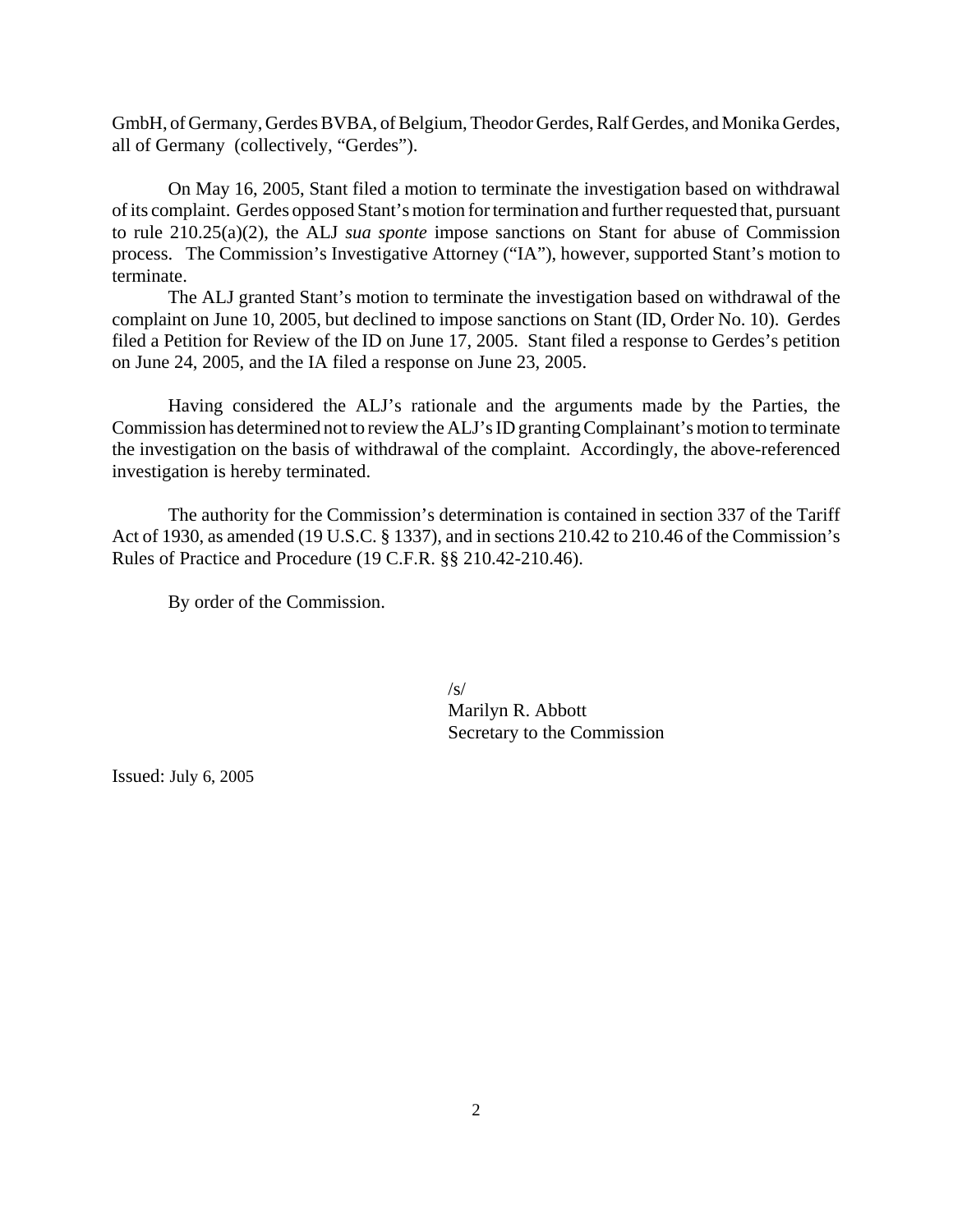GmbH, of Germany, Gerdes BVBA, of Belgium, Theodor Gerdes, Ralf Gerdes, and Monika Gerdes, all of Germany (collectively, "Gerdes").

On May 16, 2005, Stant filed a motion to terminate the investigation based on withdrawal of its complaint. Gerdes opposed Stant's motion for termination and further requested that, pursuant to rule 210.25(a)(2), the ALJ *sua sponte* impose sanctions on Stant for abuse of Commission process. The Commission's Investigative Attorney ("IA"), however, supported Stant's motion to terminate.

The ALJ granted Stant's motion to terminate the investigation based on withdrawal of the complaint on June 10, 2005, but declined to impose sanctions on Stant (ID, Order No. 10). Gerdes filed a Petition for Review of the ID on June 17, 2005. Stant filed a response to Gerdes's petition on June 24, 2005, and the IA filed a response on June 23, 2005.

Having considered the ALJ's rationale and the arguments made by the Parties, the Commission has determined not to review the ALJ's ID granting Complainant's motion to terminate the investigation on the basis of withdrawal of the complaint. Accordingly, the above-referenced investigation is hereby terminated.

The authority for the Commission's determination is contained in section 337 of the Tariff Act of 1930, as amended (19 U.S.C. § 1337), and in sections 210.42 to 210.46 of the Commission's Rules of Practice and Procedure (19 C.F.R. §§ 210.42-210.46).

By order of the Commission.

/s/
Marilyn R. Abbott
Secretary to the Commission

Issued: July 6, 2005